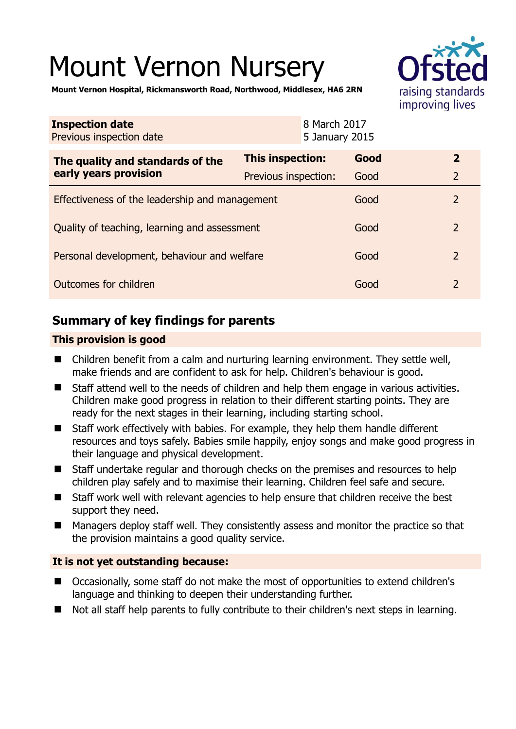# Mount Vernon Nursery

**Mount Vernon Hospital, Rickmansworth Road, Northwood, Middlesex, HA6 2RN**

| **Inspection date** | 8 March 2017 |
|---|---|
| Previous inspection date | 5 January 2015 |

| **The quality and standards of the early years provision** | **This inspection:** | **Good** | **2** |
|---|---|---|---|
| | Previous inspection: | Good | 2 |
| Effectiveness of the leadership and management | | Good | 2 |
| Quality of teaching, learning and assessment | | Good | 2 |
| Personal development, behaviour and welfare | | Good | 2 |
| Outcomes for children | | Good | 2 |

## Summary of key findings for parents

### This provision is good

- Children benefit from a calm and nurturing learning environment. They settle well, make friends and are confident to ask for help. Children's behaviour is good.
- Staff attend well to the needs of children and help them engage in various activities. Children make good progress in relation to their different starting points. They are ready for the next stages in their learning, including starting school.
- Staff work effectively with babies. For example, they help them handle different resources and toys safely. Babies smile happily, enjoy songs and make good progress in their language and physical development.
- Staff undertake regular and thorough checks on the premises and resources to help children play safely and to maximise their learning. Children feel safe and secure.
- Staff work well with relevant agencies to help ensure that children receive the best support they need.
- Managers deploy staff well. They consistently assess and monitor the practice so that the provision maintains a good quality service.

### It is not yet outstanding because:

- Occasionally, some staff do not make the most of opportunities to extend children's language and thinking to deepen their understanding further.
- Not all staff help parents to fully contribute to their children's next steps in learning.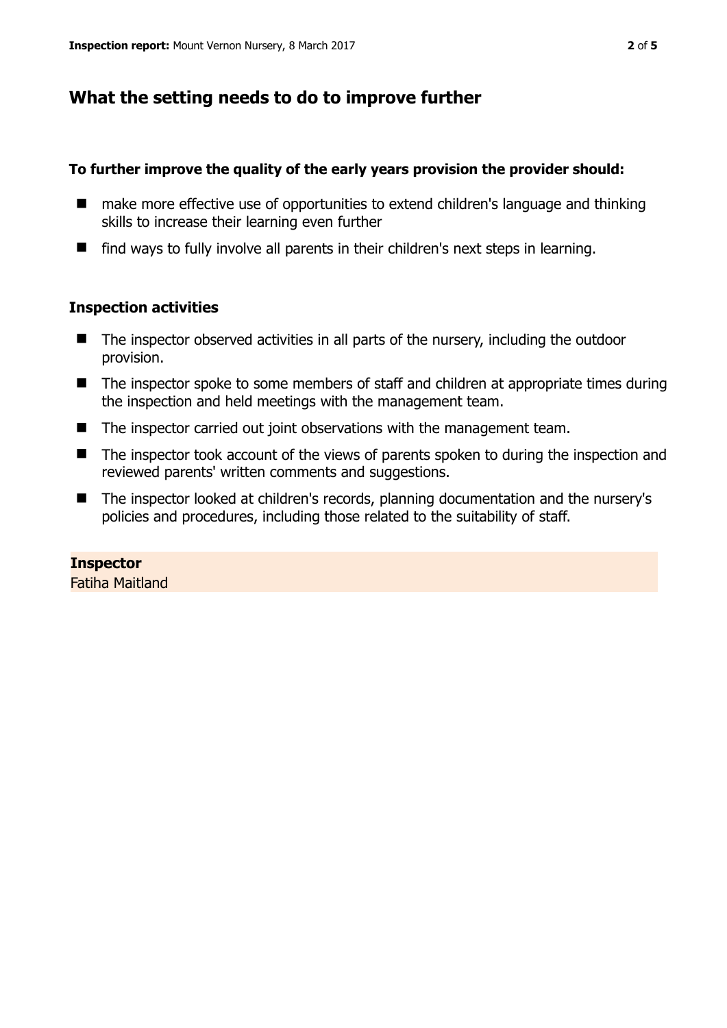## What the setting needs to do to improve further

**To further improve the quality of the early years provision the provider should:**

- make more effective use of opportunities to extend children's language and thinking skills to increase their learning even further
- find ways to fully involve all parents in their children's next steps in learning.

### Inspection activities

- The inspector observed activities in all parts of the nursery, including the outdoor provision.
- The inspector spoke to some members of staff and children at appropriate times during the inspection and held meetings with the management team.
- The inspector carried out joint observations with the management team.
- The inspector took account of the views of parents spoken to during the inspection and reviewed parents' written comments and suggestions.
- The inspector looked at children's records, planning documentation and the nursery's policies and procedures, including those related to the suitability of staff.

**Inspector**
Fatiha Maitland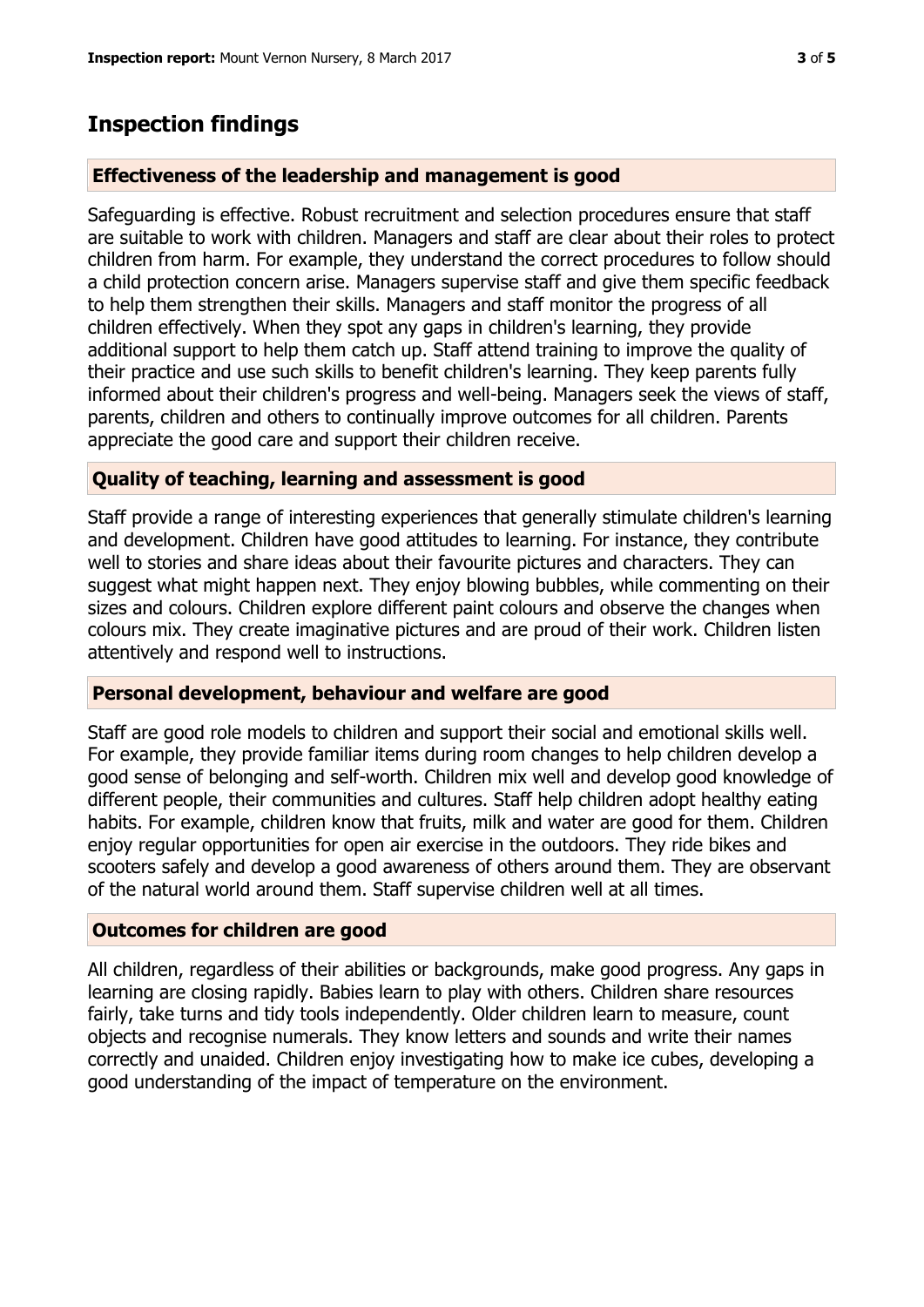## Inspection findings

### Effectiveness of the leadership and management is good

Safeguarding is effective. Robust recruitment and selection procedures ensure that staff are suitable to work with children. Managers and staff are clear about their roles to protect children from harm. For example, they understand the correct procedures to follow should a child protection concern arise. Managers supervise staff and give them specific feedback to help them strengthen their skills. Managers and staff monitor the progress of all children effectively. When they spot any gaps in children's learning, they provide additional support to help them catch up. Staff attend training to improve the quality of their practice and use such skills to benefit children's learning. They keep parents fully informed about their children's progress and well-being. Managers seek the views of staff, parents, children and others to continually improve outcomes for all children. Parents appreciate the good care and support their children receive.

### Quality of teaching, learning and assessment is good

Staff provide a range of interesting experiences that generally stimulate children's learning and development. Children have good attitudes to learning. For instance, they contribute well to stories and share ideas about their favourite pictures and characters. They can suggest what might happen next. They enjoy blowing bubbles, while commenting on their sizes and colours. Children explore different paint colours and observe the changes when colours mix. They create imaginative pictures and are proud of their work. Children listen attentively and respond well to instructions.

### Personal development, behaviour and welfare are good

Staff are good role models to children and support their social and emotional skills well. For example, they provide familiar items during room changes to help children develop a good sense of belonging and self-worth. Children mix well and develop good knowledge of different people, their communities and cultures. Staff help children adopt healthy eating habits. For example, children know that fruits, milk and water are good for them. Children enjoy regular opportunities for open air exercise in the outdoors. They ride bikes and scooters safely and develop a good awareness of others around them. They are observant of the natural world around them. Staff supervise children well at all times.

### Outcomes for children are good

All children, regardless of their abilities or backgrounds, make good progress. Any gaps in learning are closing rapidly. Babies learn to play with others. Children share resources fairly, take turns and tidy tools independently. Older children learn to measure, count objects and recognise numerals. They know letters and sounds and write their names correctly and unaided. Children enjoy investigating how to make ice cubes, developing a good understanding of the impact of temperature on the environment.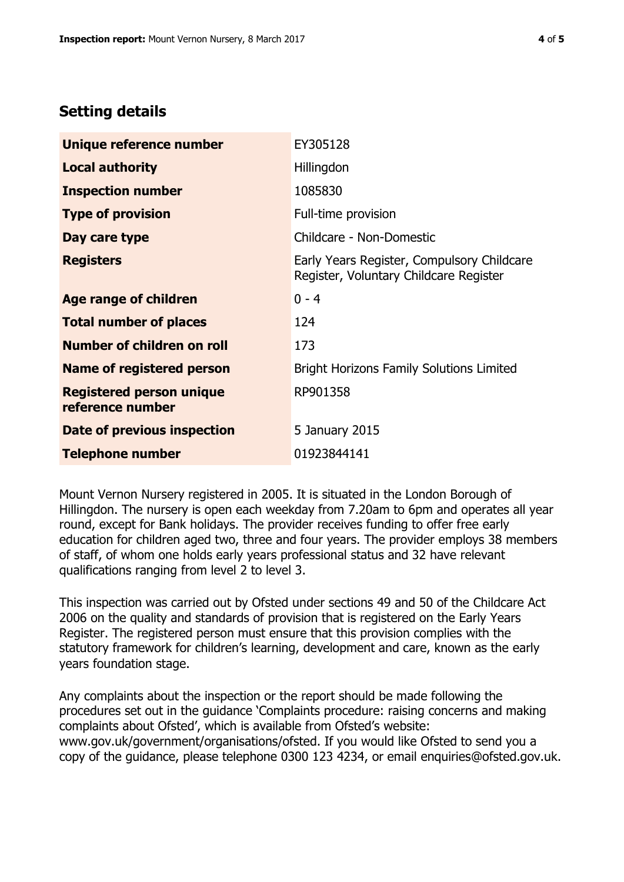## Setting details

| | |
|---|---|
| **Unique reference number** | EY305128 |
| **Local authority** | Hillingdon |
| **Inspection number** | 1085830 |
| **Type of provision** | Full-time provision |
| **Day care type** | Childcare - Non-Domestic |
| **Registers** | Early Years Register, Compulsory Childcare Register, Voluntary Childcare Register |
| **Age range of children** | 0 - 4 |
| **Total number of places** | 124 |
| **Number of children on roll** | 173 |
| **Name of registered person** | Bright Horizons Family Solutions Limited |
| **Registered person unique reference number** | RP901358 |
| **Date of previous inspection** | 5 January 2015 |
| **Telephone number** | 01923844141 |

Mount Vernon Nursery registered in 2005. It is situated in the London Borough of Hillingdon. The nursery is open each weekday from 7.20am to 6pm and operates all year round, except for Bank holidays. The provider receives funding to offer free early education for children aged two, three and four years. The provider employs 38 members of staff, of whom one holds early years professional status and 32 have relevant qualifications ranging from level 2 to level 3.

This inspection was carried out by Ofsted under sections 49 and 50 of the Childcare Act 2006 on the quality and standards of provision that is registered on the Early Years Register. The registered person must ensure that this provision complies with the statutory framework for children's learning, development and care, known as the early years foundation stage.

Any complaints about the inspection or the report should be made following the procedures set out in the guidance 'Complaints procedure: raising concerns and making complaints about Ofsted', which is available from Ofsted's website: www.gov.uk/government/organisations/ofsted. If you would like Ofsted to send you a copy of the guidance, please telephone 0300 123 4234, or email enquiries@ofsted.gov.uk.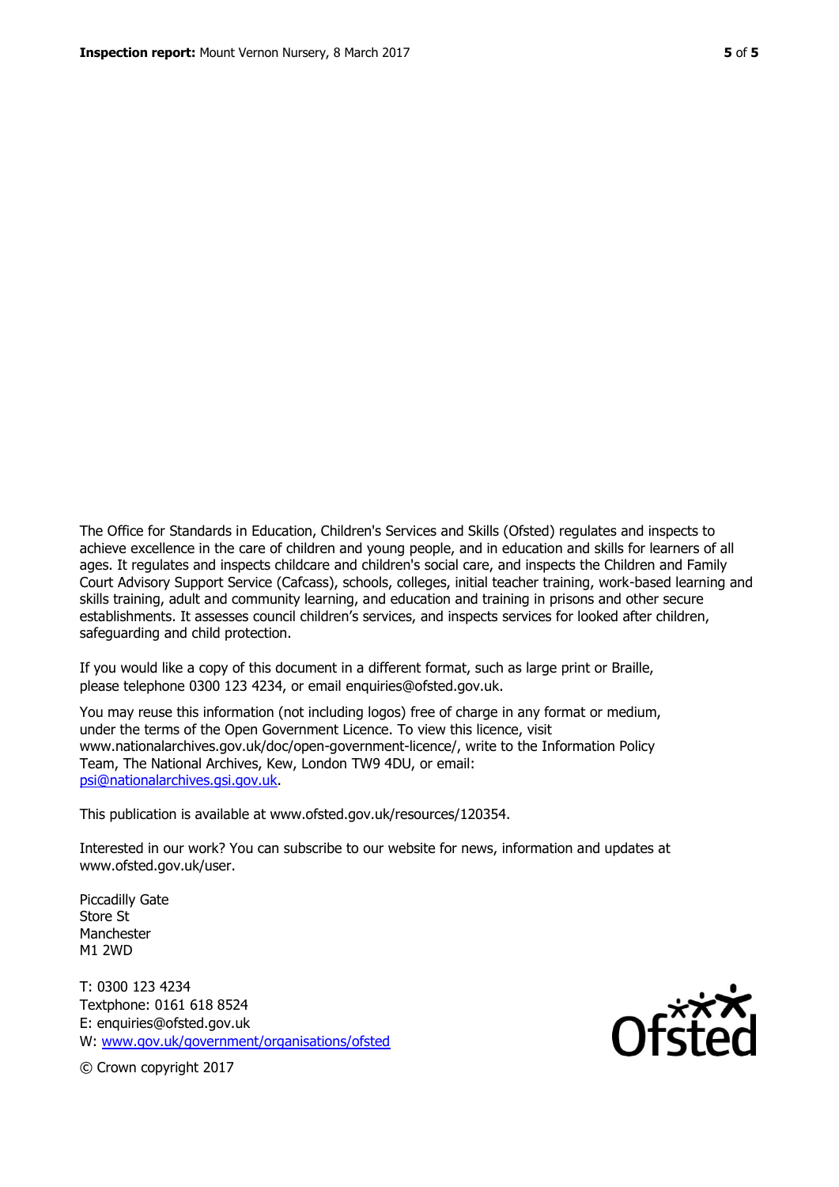The Office for Standards in Education, Children's Services and Skills (Ofsted) regulates and inspects to achieve excellence in the care of children and young people, and in education and skills for learners of all ages. It regulates and inspects childcare and children's social care, and inspects the Children and Family Court Advisory Support Service (Cafcass), schools, colleges, initial teacher training, work-based learning and skills training, adult and community learning, and education and training in prisons and other secure establishments. It assesses council children's services, and inspects services for looked after children, safeguarding and child protection.

If you would like a copy of this document in a different format, such as large print or Braille, please telephone 0300 123 4234, or email enquiries@ofsted.gov.uk.

You may reuse this information (not including logos) free of charge in any format or medium, under the terms of the Open Government Licence. To view this licence, visit www.nationalarchives.gov.uk/doc/open-government-licence/, write to the Information Policy Team, The National Archives, Kew, London TW9 4DU, or email: psi@nationalarchives.gsi.gov.uk.

This publication is available at www.ofsted.gov.uk/resources/120354.

Interested in our work? You can subscribe to our website for news, information and updates at www.ofsted.gov.uk/user.

Piccadilly Gate
Store St
Manchester
M1 2WD

T: 0300 123 4234
Textphone: 0161 618 8524
E: enquiries@ofsted.gov.uk
W: www.gov.uk/government/organisations/ofsted

© Crown copyright 2017